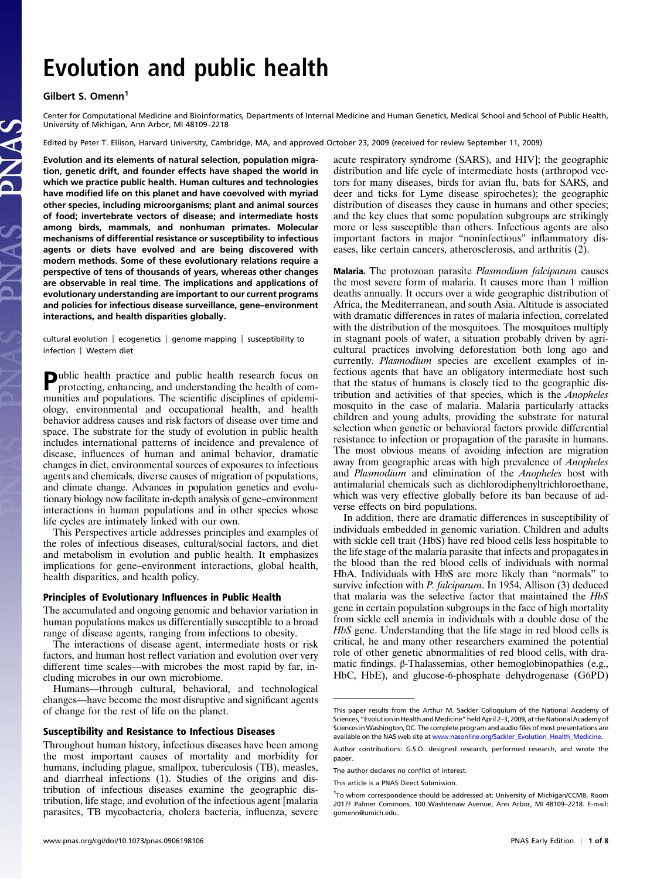# Evolution and public health

**Gilbert S. Omenn[1]**

Center for Computational Medicine and Bioinformatics, Departments of Internal Medicine and Human Genetics, Medical School and School of Public Health, University of Michigan, Ann Arbor, MI 48109–2218

Edited by Peter T. Ellison, Harvard University, Cambridge, MA, and approved October 23, 2009 (received for review September 11, 2009)

**Evolution and its elements of natural selection, population migration, genetic drift, and founder effects have shaped the world in which we practice public health. Human cultures and technologies have modified life on this planet and have coevolved with myriad other species, including microorganisms; plant and animal sources of food; invertebrate vectors of disease; and intermediate hosts among birds, mammals, and nonhuman primates. Molecular mechanisms of differential resistance or susceptibility to infectious agents or diets have evolved and are being discovered with modern methods. Some of these evolutionary relations require a perspective of tens of thousands of years, whereas other changes are observable in real time. The implications and applications of evolutionary understanding are important to our current programs and policies for infectious disease surveillance, gene–environment interactions, and health disparities globally.**

cultural evolution | ecogenetics | genome mapping | susceptibility to infection | Western diet

Public health practice and public health research focus on protecting, enhancing, and understanding the health of communities and populations. The scientific disciplines of epidemiology, environmental and occupational health, and health behavior address causes and risk factors of disease over time and space. The substrate for the study of evolution in public health includes international patterns of incidence and prevalence of disease, influences of human and animal behavior, dramatic changes in diet, environmental sources of exposures to infectious agents and chemicals, diverse causes of migration of populations, and climate change. Advances in population genetics and evolutionary biology now facilitate in-depth analysis of gene–environment interactions in human populations and in other species whose life cycles are intimately linked with our own.

This Perspectives article addresses principles and examples of the roles of infectious diseases, cultural/social factors, and diet and metabolism in evolution and public health. It emphasizes implications for gene–environment interactions, global health, health disparities, and health policy.

## Principles of Evolutionary Influences in Public Health

The accumulated and ongoing genomic and behavior variation in human populations makes us differentially susceptible to a broad range of disease agents, ranging from infections to obesity.

The interactions of disease agent, intermediate hosts or risk factors, and human host reflect variation and evolution over very different time scales—with microbes the most rapid by far, including microbes in our own microbiome.

Humans—through cultural, behavioral, and technological changes—have become the most disruptive and significant agents of change for the rest of life on the planet.

## Susceptibility and Resistance to Infectious Diseases

Throughout human history, infectious diseases have been among the most important causes of mortality and morbidity for humans, including plague, smallpox, tuberculosis (TB), measles, and diarrheal infections (1). Studies of the origins and distribution of infectious diseases examine the geographic distribution, life stage, and evolution of the infectious agent [malaria parasites, TB mycobacteria, cholera bacteria, influenza, severe acute respiratory syndrome (SARS), and HIV]; the geographic distribution and life cycle of intermediate hosts (arthropod vectors for many diseases, birds for avian flu, bats for SARS, and deer and ticks for Lyme disease spirochetes); the geographic distribution of diseases they cause in humans and other species; and the key clues that some population subgroups are strikingly more or less susceptible than others. Infectious agents are also important factors in major "noninfectious" inflammatory diseases, like certain cancers, atherosclerosis, and arthritis (2).

**Malaria.** The protozoan parasite *Plasmodium falciparum* causes the most severe form of malaria. It causes more than 1 million deaths annually. It occurs over a wide geographic distribution of Africa, the Mediterranean, and south Asia. Altitude is associated with dramatic differences in rates of malaria infection, correlated with the distribution of the mosquitoes. The mosquitoes multiply in stagnant pools of water, a situation probably driven by agricultural practices involving deforestation both long ago and currently. *Plasmodium* species are excellent examples of infectious agents that have an obligatory intermediate host such that the status of humans is closely tied to the geographic distribution and activities of that species, which is the *Anopheles* mosquito in the case of malaria. Malaria particularly attacks children and young adults, providing the substrate for natural selection when genetic or behavioral factors provide differential resistance to infection or propagation of the parasite in humans. The most obvious means of avoiding infection are migration away from geographic areas with high prevalence of *Anopheles* and *Plasmodium* and elimination of the *Anopheles* host with antimalarial chemicals such as dichlorodiphenyltrichloroethane, which was very effective globally before its ban because of adverse effects on bird populations.

In addition, there are dramatic differences in susceptibility of individuals embedded in genomic variation. Children and adults with sickle cell trait (HbS) have red blood cells less hospitable to the life stage of the malaria parasite that infects and propagates in the blood than the red blood cells of individuals with normal HbA. Individuals with HbS are more likely than "normals" to survive infection with *P. falciparum*. In 1954, Allison (3) deduced that malaria was the selective factor that maintained the *HbS* gene in certain population subgroups in the face of high mortality from sickle cell anemia in individuals with a double dose of the *HbS* gene. Understanding that the life stage in red blood cells is critical, he and many other researchers examined the potential role of other genetic abnormalities of red blood cells, with dramatic findings. β-Thalassemias, other hemoglobinopathies (e.g., HbC, HbE), and glucose-6-phosphate dehydrogenase (G6PD)

---

This paper results from the Arthur M. Sackler Colloquium of the National Academy of Sciences, "Evolution in Health and Medicine" held April 2–3, 2009, at the National Academy of Sciences in Washington, DC. The complete program and audio files of most presentations are available on the NAS web site at www.nasonline.org/Sackler_Evolution_Health_Medicine.

Author contributions: G.S.O. designed research, performed research, and wrote the paper.

The author declares no conflict of interest.

This article is a PNAS Direct Submission.

[1]To whom correspondence should be addressed at: University of Michigan/CCMB, Room 2017F Palmer Commons, 100 Washtenaw Avenue, Ann Arbor, MI 48109–2218. E-mail: gomenn@umich.edu.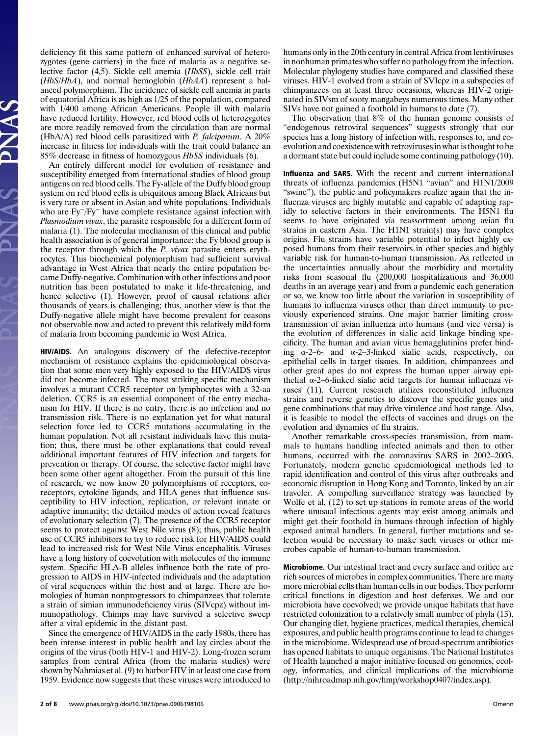deficiency fit this same pattern of enhanced survival of heterozygotes (gene carriers) in the face of malaria as a negative selective factor (4,5). Sickle cell anemia (*HbSS*), sickle cell trait (*HbS/HbA*), and normal hemoglobin (*HbAA*) represent a balanced polymorphism. The incidence of sickle cell anemia in parts of equatorial Africa is as high as 1/25 of the population, compared with 1/400 among African Americans. People ill with malaria have reduced fertility. However, red blood cells of heterozygotes are more readily removed from the circulation than are normal (HbA/A) red blood cells parasitized with *P. falciparum*. A 20% increase in fitness for individuals with the trait could balance an 85% decrease in fitness of homozygous *HbSS* individuals (6).

An entirely different model for evolution of resistance and susceptibility emerged from international studies of blood group antigens on red blood cells. The Fy-allele of the Duffy blood group system on red blood cells is ubiquitous among Black Africans but is very rare or absent in Asian and white populations. Individuals who are $Fy^{-}/Fy^{-}$ have complete resistance against infection with *Plasmodium vivax*, the parasite responsible for a different form of malaria (1). The molecular mechanism of this clinical and public health association is of general importance: the Fy blood group is the receptor through which the *P. vivax* parasite enters erythrocytes. This biochemical polymorphism had sufficient survival advantage in West Africa that nearly the entire population became Duffy-negative. Combination with other infections and poor nutrition has been postulated to make it life-threatening, and hence selective (1). However, proof of causal relations after thousands of years is challenging; thus, another view is that the Duffy-negative allele might have become prevalent for reasons not observable now and acted to prevent this relatively mild form of malaria from becoming pandemic in West Africa.

**HIV/AIDS.** An analogous discovery of the defective-receptor mechanism of resistance explains the epidemiological observation that some men very highly exposed to the HIV/AIDS virus did not become infected. The most striking specific mechanism involves a mutant CCR5 receptor on lymphocytes with a 32-aa deletion. CCR5 is an essential component of the entry mechanism for HIV. If there is no entry, there is no infection and no transmission risk. There is no explanation yet for what natural selection force led to CCR5 mutations accumulating in the human population. Not all resistant individuals have this mutation; thus, there must be other explanations that could reveal additional important features of HIV infection and targets for prevention or therapy. Of course, the selective factor might have been some other agent altogether. From the pursuit of this line of research, we now know 20 polymorphisms of receptors, coreceptors, cytokine ligands, and HLA genes that influence susceptibility to HIV infection, replication, or relevant innate or adaptive immunity; the detailed modes of action reveal features of evolutionary selection (7). The presence of the CCR5 receptor seems to protect against West Nile virus (8); thus, public health use of CCR5 inhibitors to try to reduce risk for HIV/AIDS could lead to increased risk for West Nile Virus encephalitis. Viruses have a long history of coevolution with molecules of the immune system. Specific HLA-B alleles influence both the rate of progression to AIDS in HIV-infected individuals and the adaptation of viral sequences within the host and at large. There are homologies of human nonprogressors to chimpanzees that tolerate a strain of simian immunodeficiency virus (SIVcpz) without immunopathology. Chimps may have survived a selective sweep after a viral epidemic in the distant past.

Since the emergence of HIV/AIDS in the early 1980s, there has been intense interest in public health and lay circles about the origins of the virus (both HIV-1 and HIV-2). Long-frozen serum samples from central Africa (from the malaria studies) were shown by Nahmias et al. (9) to harbor HIV in at least one case from 1959. Evidence now suggests that these viruses were introduced to humans only in the 20th century in central Africa from lentiviruses in nonhuman primates who suffer no pathology from the infection. Molecular phylogeny studies have compared and classified these viruses. HIV-1 evolved from a strain of SVIcpz in a subspecies of chimpanzees on at least three occasions, whereas HIV-2 originated in SIVsm of sooty mangabeys numerous times. Many other SIVs have not gained a foothold in humans to date (7).

The observation that 8% of the human genome consists of "endogenous retroviral sequences" suggests strongly that our species has a long history of infection with, responses to, and coevolution and coexistence with retroviruses in what is thought to be a dormant state but could include some continuing pathology (10).

**Influenza and SARS.** With the recent and current international threats of influenza pandemics (H5N1 "avian" and H1N1/2009 "swine"), the public and policymakers realize again that the influenza viruses are highly mutable and capable of adapting rapidly to selective factors in their environments. The H5N1 flu seems to have originated via reassortment among avian flu strains in eastern Asia. The H1N1 strain(s) may have complex origins. Flu strains have variable potential to infect highly exposed humans from their reservoirs in other species and highly variable risk for human-to-human transmission. As reflected in the uncertainties annually about the morbidity and mortality risks from seasonal flu (200,000 hospitalizations and 36,000 deaths in an average year) and from a pandemic each generation or so, we know too little about the variation in susceptibility of humans to influenza viruses other than direct immunity to previously experienced strains. One major barrier limiting cross-transmission of avian influenza into humans (and vice versa) is the evolution of differences in sialic acid linkage binding specificity. The human and avian virus hemagglutinins prefer binding α-2–6- and α-2–3-linked sialic acids, respectively, on epithelial cells in target tissues. In addition, chimpanzees and other great apes do not express the human upper airway epithelial α-2–6-linked sialic acid targets for human influenza viruses (11). Current research utilizes reconstituted influenza strains and reverse genetics to discover the specific genes and gene combinations that may drive virulence and host range. Also, it is feasible to model the effects of vaccines and drugs on the evolution and dynamics of flu strains.

Another remarkable cross-species transmission, from mammals to humans handling infected animals and then to other humans, occurred with the coronavirus SARS in 2002–2003. Fortunately, modern genetic epidemiological methods led to rapid identification and control of this virus after outbreaks and economic disruption in Hong Kong and Toronto, linked by an air traveler. A compelling surveillance strategy was launched by Wolfe et al. (12) to set up stations in remote areas of the world where unusual infectious agents may exist among animals and might get their foothold in humans through infection of highly exposed animal handlers. In general, further mutations and selection would be necessary to make such viruses or other microbes capable of human-to-human transmission.

**Microbiome.** Our intestinal tract and every surface and orifice are rich sources of microbes in complex communities. There are many more microbial cells than human cells in our bodies. They perform critical functions in digestion and host defenses. We and our microbiota have coevolved; we provide unique habitats that have restricted colonization to a relatively small number of phyla (13). Our changing diet, hygiene practices, medical therapies, chemical exposures, and public health programs continue to lead to changes in the microbiome. Widespread use of broad-spectrum antibiotics has opened habitats to unique organisms. The National Institutes of Health launched a major initiative focused on genomics, ecology, informatics, and clinical implications of the microbiome (http://nihroadmap.nih.gov/hmp/workshop0407/index.asp).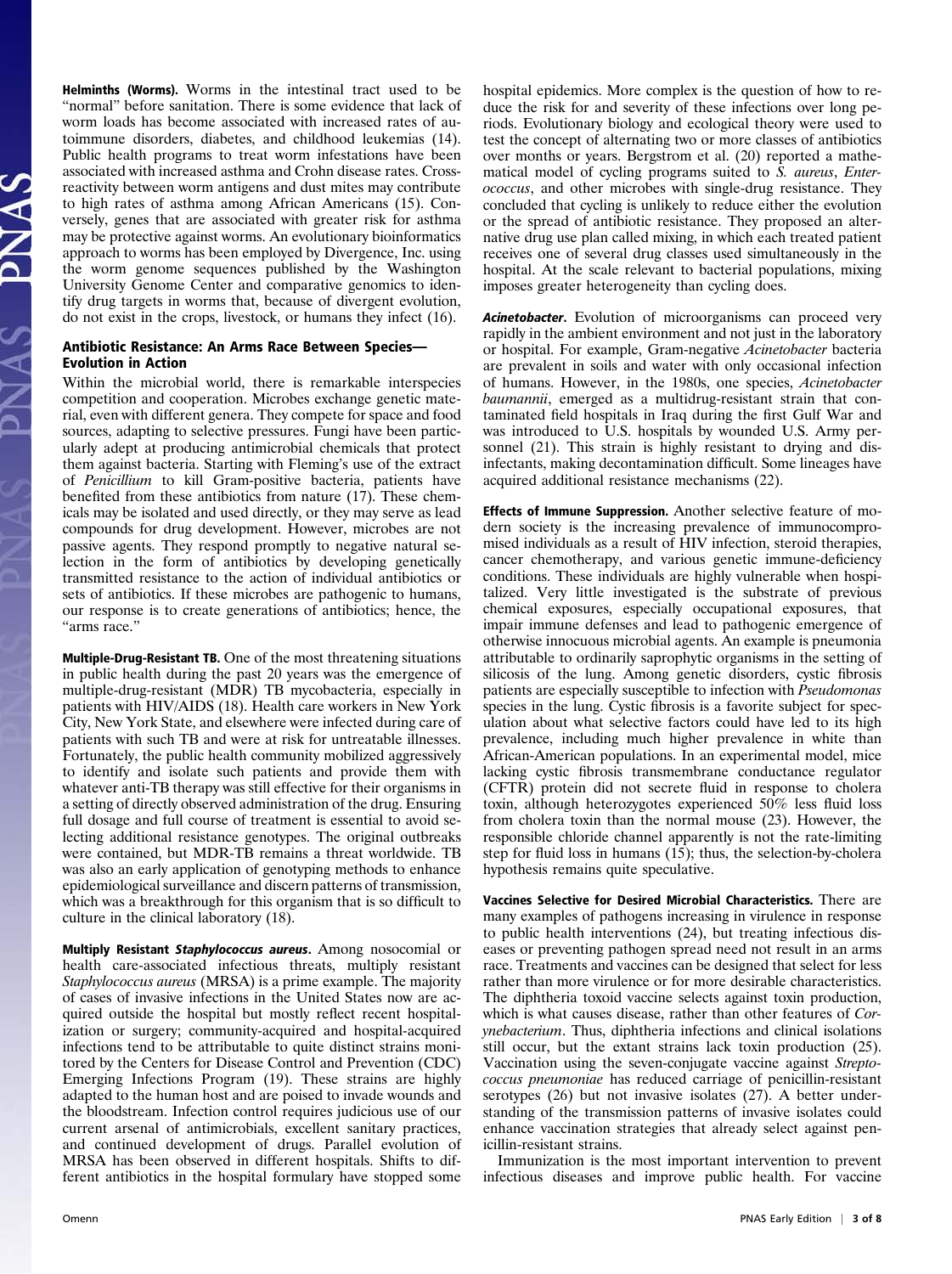**Helminths (Worms).** Worms in the intestinal tract used to be "normal" before sanitation. There is some evidence that lack of worm loads has become associated with increased rates of autoimmune disorders, diabetes, and childhood leukemias (14). Public health programs to treat worm infestations have been associated with increased asthma and Crohn disease rates. Cross-reactivity between worm antigens and dust mites may contribute to high rates of asthma among African Americans (15). Conversely, genes that are associated with greater risk for asthma may be protective against worms. An evolutionary bioinformatics approach to worms has been employed by Divergence, Inc. using the worm genome sequences published by the Washington University Genome Center and comparative genomics to identify drug targets in worms that, because of divergent evolution, do not exist in the crops, livestock, or humans they infect (16).

## Antibiotic Resistance: An Arms Race Between Species—Evolution in Action

Within the microbial world, there is remarkable interspecies competition and cooperation. Microbes exchange genetic material, even with different genera. They compete for space and food sources, adapting to selective pressures. Fungi have been particularly adept at producing antimicrobial chemicals that protect them against bacteria. Starting with Fleming's use of the extract of *Penicillium* to kill Gram-positive bacteria, patients have benefited from these antibiotics from nature (17). These chemicals may be isolated and used directly, or they may serve as lead compounds for drug development. However, microbes are not passive agents. They respond promptly to negative natural selection in the form of antibiotics by developing genetically transmitted resistance to the action of individual antibiotics or sets of antibiotics. If these microbes are pathogenic to humans, our response is to create generations of antibiotics; hence, the "arms race."

**Multiple-Drug-Resistant TB.** One of the most threatening situations in public health during the past 20 years was the emergence of multiple-drug-resistant (MDR) TB mycobacteria, especially in patients with HIV/AIDS (18). Health care workers in New York City, New York State, and elsewhere were infected during care of patients with such TB and were at risk for untreatable illnesses. Fortunately, the public health community mobilized aggressively to identify and isolate such patients and provide them with whatever anti-TB therapy was still effective for their organisms in a setting of directly observed administration of the drug. Ensuring full dosage and full course of treatment is essential to avoid selecting additional resistance genotypes. The original outbreaks were contained, but MDR-TB remains a threat worldwide. TB was also an early application of genotyping methods to enhance epidemiological surveillance and discern patterns of transmission, which was a breakthrough for this organism that is so difficult to culture in the clinical laboratory (18).

**Multiply Resistant *Staphylococcus aureus*.** Among nosocomial or health care-associated infectious threats, multiply resistant *Staphylococcus aureus* (MRSA) is a prime example. The majority of cases of invasive infections in the United States now are acquired outside the hospital but mostly reflect recent hospitalization or surgery; community-acquired and hospital-acquired infections tend to be attributable to quite distinct strains monitored by the Centers for Disease Control and Prevention (CDC) Emerging Infections Program (19). These strains are highly adapted to the human host and are poised to invade wounds and the bloodstream. Infection control requires judicious use of our current arsenal of antimicrobials, excellent sanitary practices, and continued development of drugs. Parallel evolution of MRSA has been observed in different hospitals. Shifts to different antibiotics in the hospital formulary have stopped some hospital epidemics. More complex is the question of how to reduce the risk for and severity of these infections over long periods. Evolutionary biology and ecological theory were used to test the concept of alternating two or more classes of antibiotics over months or years. Bergstrom et al. (20) reported a mathematical model of cycling programs suited to *S. aureus*, *Enterococcus*, and other microbes with single-drug resistance. They concluded that cycling is unlikely to reduce either the evolution or the spread of antibiotic resistance. They proposed an alternative drug use plan called mixing, in which each treated patient receives one of several drug classes used simultaneously in the hospital. At the scale relevant to bacterial populations, mixing imposes greater heterogeneity than cycling does.

***Acinetobacter*.** Evolution of microorganisms can proceed very rapidly in the ambient environment and not just in the laboratory or hospital. For example, Gram-negative *Acinetobacter* bacteria are prevalent in soils and water with only occasional infection of humans. However, in the 1980s, one species, *Acinetobacter baumannii*, emerged as a multidrug-resistant strain that contaminated field hospitals in Iraq during the first Gulf War and was introduced to U.S. hospitals by wounded U.S. Army personnel (21). This strain is highly resistant to drying and disinfectants, making decontamination difficult. Some lineages have acquired additional resistance mechanisms (22).

**Effects of Immune Suppression.** Another selective feature of modern society is the increasing prevalence of immunocompromised individuals as a result of HIV infection, steroid therapies, cancer chemotherapy, and various genetic immune-deficiency conditions. These individuals are highly vulnerable when hospitalized. Very little investigated is the substrate of previous chemical exposures, especially occupational exposures, that impair immune defenses and lead to pathogenic emergence of otherwise innocuous microbial agents. An example is pneumonia attributable to ordinarily saprophytic organisms in the setting of silicosis of the lung. Among genetic disorders, cystic fibrosis patients are especially susceptible to infection with *Pseudomonas* species in the lung. Cystic fibrosis is a favorite subject for speculation about what selective factors could have led to its high prevalence, including much higher prevalence in white than African-American populations. In an experimental model, mice lacking cystic fibrosis transmembrane conductance regulator (CFTR) protein did not secrete fluid in response to cholera toxin, although heterozygotes experienced 50% less fluid loss from cholera toxin than the normal mouse (23). However, the responsible chloride channel apparently is not the rate-limiting step for fluid loss in humans (15); thus, the selection-by-cholera hypothesis remains quite speculative.

**Vaccines Selective for Desired Microbial Characteristics.** There are many examples of pathogens increasing in virulence in response to public health interventions (24), but treating infectious diseases or preventing pathogen spread need not result in an arms race. Treatments and vaccines can be designed that select for less rather than more virulence or for more desirable characteristics. The diphtheria toxoid vaccine selects against toxin production, which is what causes disease, rather than other features of *Corynebacterium*. Thus, diphtheria infections and clinical isolations still occur, but the extant strains lack toxin production (25). Vaccination using the seven-conjugate vaccine against *Streptococcus pneumoniae* has reduced carriage of penicillin-resistant serotypes (26) but not invasive isolates (27). A better understanding of the transmission patterns of invasive isolates could enhance vaccination strategies that already select against penicillin-resistant strains.

Immunization is the most important intervention to prevent infectious diseases and improve public health. For vaccine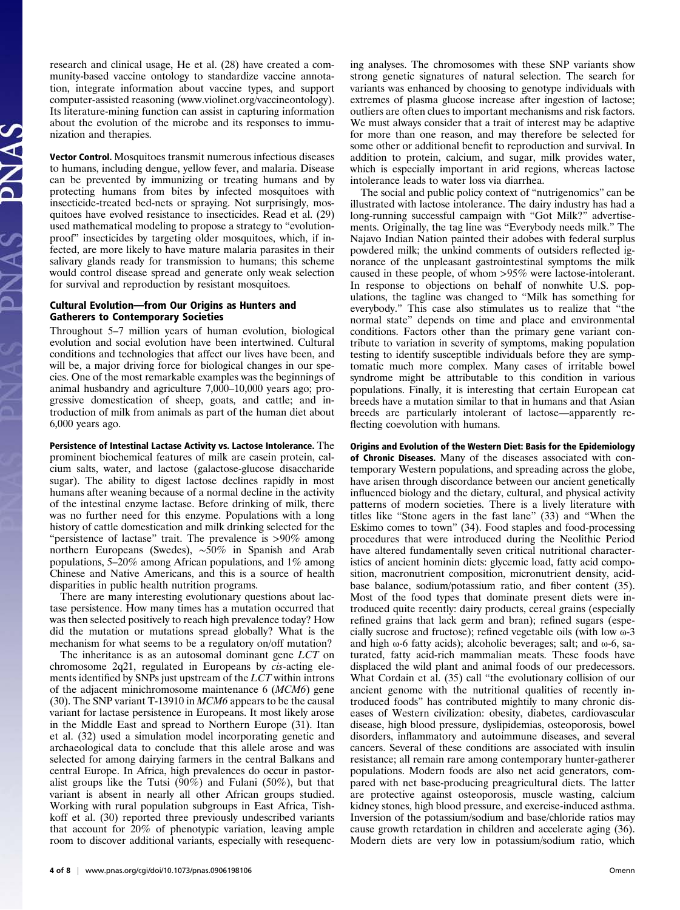research and clinical usage, He et al. (28) have created a community-based vaccine ontology to standardize vaccine annotation, integrate information about vaccine types, and support computer-assisted reasoning (www.violinet.org/vaccineontology). Its literature-mining function can assist in capturing information about the evolution of the microbe and its responses to immunization and therapies.

**Vector Control.** Mosquitoes transmit numerous infectious diseases to humans, including dengue, yellow fever, and malaria. Disease can be prevented by immunizing or treating humans and by protecting humans from bites by infected mosquitoes with insecticide-treated bed-nets or spraying. Not surprisingly, mosquitoes have evolved resistance to insecticides. Read et al. (29) used mathematical modeling to propose a strategy to "evolution-proof" insecticides by targeting older mosquitoes, which, if infected, are more likely to have mature malaria parasites in their salivary glands ready for transmission to humans; this scheme would control disease spread and generate only weak selection for survival and reproduction by resistant mosquitoes.

## Cultural Evolution—from Our Origins as Hunters and Gatherers to Contemporary Societies

Throughout 5–7 million years of human evolution, biological evolution and social evolution have been intertwined. Cultural conditions and technologies that affect our lives have been, and will be, a major driving force for biological changes in our species. One of the most remarkable examples was the beginnings of animal husbandry and agriculture 7,000–10,000 years ago; progressive domestication of sheep, goats, and cattle; and introduction of milk from animals as part of the human diet about 6,000 years ago.

**Persistence of Intestinal Lactase Activity vs. Lactose Intolerance.** The prominent biochemical features of milk are casein protein, calcium salts, water, and lactose (galactose-glucose disaccharide sugar). The ability to digest lactose declines rapidly in most humans after weaning because of a normal decline in the activity of the intestinal enzyme lactase. Before drinking of milk, there was no further need for this enzyme. Populations with a long history of cattle domestication and milk drinking selected for the "persistence of lactase" trait. The prevalence is >90% among northern Europeans (Swedes), ~50% in Spanish and Arab populations, 5–20% among African populations, and 1% among Chinese and Native Americans, and this is a source of health disparities in public health nutrition programs.

There are many interesting evolutionary questions about lactase persistence. How many times has a mutation occurred that was then selected positively to reach high prevalence today? How did the mutation or mutations spread globally? What is the mechanism for what seems to be a regulatory on/off mutation?

The inheritance is as an autosomal dominant gene *LCT* on chromosome 2q21, regulated in Europeans by *cis*-acting elements identified by SNPs just upstream of the *LCT* within introns of the adjacent minichromosome maintenance 6 (*MCM6*) gene (30). The SNP variant T-13910 in *MCM6* appears to be the causal variant for lactase persistence in Europeans. It most likely arose in the Middle East and spread to Northern Europe (31). Itan et al. (32) used a simulation model incorporating genetic and archaeological data to conclude that this allele arose and was selected for among dairying farmers in the central Balkans and central Europe. In Africa, high prevalences do occur in pastoralist groups like the Tutsi (90%) and Fulani (50%), but that variant is absent in nearly all other African groups studied. Working with rural population subgroups in East Africa, Tishkoff et al. (30) reported three previously undescribed variants that account for 20% of phenotypic variation, leaving ample room to discover additional variants, especially with resequencing analyses. The chromosomes with these SNP variants show strong genetic signatures of natural selection. The search for variants was enhanced by choosing to genotype individuals with extremes of plasma glucose increase after ingestion of lactose; outliers are often clues to important mechanisms and risk factors. We must always consider that a trait of interest may be adaptive for more than one reason, and may therefore be selected for some other or additional benefit to reproduction and survival. In addition to protein, calcium, and sugar, milk provides water, which is especially important in arid regions, whereas lactose intolerance leads to water loss via diarrhea.

The social and public policy context of "nutrigenomics" can be illustrated with lactose intolerance. The dairy industry has had a long-running successful campaign with "Got Milk?" advertisements. Originally, the tag line was "Everybody needs milk." The Najavo Indian Nation painted their adobes with federal surplus powdered milk; the unkind comments of outsiders reflected ignorance of the unpleasant gastrointestinal symptoms the milk caused in these people, of whom >95% were lactose-intolerant. In response to objections on behalf of nonwhite U.S. populations, the tagline was changed to "Milk has something for everybody." This case also stimulates us to realize that "the normal state" depends on time and place and environmental conditions. Factors other than the primary gene variant contribute to variation in severity of symptoms, making population testing to identify susceptible individuals before they are symptomatic much more complex. Many cases of irritable bowel syndrome might be attributable to this condition in various populations. Finally, it is interesting that certain European cat breeds have a mutation similar to that in humans and that Asian breeds are particularly intolerant of lactose—apparently reflecting coevolution with humans.

**Origins and Evolution of the Western Diet: Basis for the Epidemiology of Chronic Diseases.** Many of the diseases associated with contemporary Western populations, and spreading across the globe, have arisen through discordance between our ancient genetically influenced biology and the dietary, cultural, and physical activity patterns of modern societies. There is a lively literature with titles like "Stone agers in the fast lane" (33) and "When the Eskimo comes to town" (34). Food staples and food-processing procedures that were introduced during the Neolithic Period have altered fundamentally seven critical nutritional characteristics of ancient hominin diets: glycemic load, fatty acid composition, macronutrient composition, micronutrient density, acid-base balance, sodium/potassium ratio, and fiber content (35). Most of the food types that dominate present diets were introduced quite recently: dairy products, cereal grains (especially refined grains that lack germ and bran); refined sugars (especially sucrose and fructose); refined vegetable oils (with low ω-3 and high ω-6 fatty acids); alcoholic beverages; salt; and ω-6, saturated, fatty acid-rich mammalian meats. These foods have displaced the wild plant and animal foods of our predecessors. What Cordain et al. (35) call "the evolutionary collision of our ancient genome with the nutritional qualities of recently introduced foods" has contributed mightily to many chronic diseases of Western civilization: obesity, diabetes, cardiovascular disease, high blood pressure, dyslipidemias, osteoporosis, bowel disorders, inflammatory and autoimmune diseases, and several cancers. Several of these conditions are associated with insulin resistance; all remain rare among contemporary hunter-gatherer populations. Modern foods are also net acid generators, compared with net base-producing preagricultural diets. The latter are protective against osteoporosis, muscle wasting, calcium kidney stones, high blood pressure, and exercise-induced asthma. Inversion of the potassium/sodium and base/chloride ratios may cause growth retardation in children and accelerate aging (36). Modern diets are very low in potassium/sodium ratio, which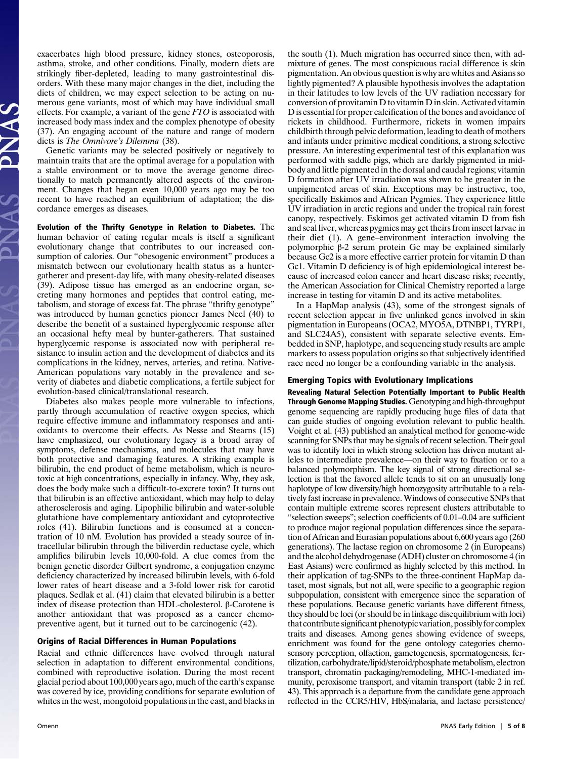exacerbates high blood pressure, kidney stones, osteoporosis, asthma, stroke, and other conditions. Finally, modern diets are strikingly fiber-depleted, leading to many gastrointestinal disorders. With these many major changes in the diet, including the diets of children, we may expect selection to be acting on numerous gene variants, most of which may have individual small effects. For example, a variant of the gene *FTO* is associated with increased body mass index and the complex phenotype of obesity (37). An engaging account of the nature and range of modern diets is *The Omnivore's Dilemma* (38).

Genetic variants may be selected positively or negatively to maintain traits that are the optimal average for a population with a stable environment or to move the average genome directionally to match permanently altered aspects of the environment. Changes that began even 10,000 years ago may be too recent to have reached an equilibrium of adaptation; the discordance emerges as diseases.

**Evolution of the Thrifty Genotype in Relation to Diabetes.** The human behavior of eating regular meals is itself a significant evolutionary change that contributes to our increased consumption of calories. Our "obesogenic environment" produces a mismatch between our evolutionary health status as a hunter-gatherer and present-day life, with many obesity-related diseases (39). Adipose tissue has emerged as an endocrine organ, secreting many hormones and peptides that control eating, metabolism, and storage of excess fat. The phrase "thrifty genotype" was introduced by human genetics pioneer James Neel (40) to describe the benefit of a sustained hyperglycemic response after an occasional hefty meal by hunter-gatherers. That sustained hyperglycemic response is associated now with peripheral resistance to insulin action and the development of diabetes and its complications in the kidney, nerves, arteries, and retina. Native-American populations vary notably in the prevalence and severity of diabetes and diabetic complications, a fertile subject for evolution-based clinical/translational research.

Diabetes also makes people more vulnerable to infections, partly through accumulation of reactive oxygen species, which require effective immune and inflammatory responses and antioxidants to overcome their effects. As Nesse and Stearns (15) have emphasized, our evolutionary legacy is a broad array of symptoms, defense mechanisms, and molecules that may have both protective and damaging features. A striking example is bilirubin, the end product of heme metabolism, which is neurotoxic at high concentrations, especially in infancy. Why, they ask, does the body make such a difficult-to-excrete toxin? It turns out that bilirubin is an effective antioxidant, which may help to delay atherosclerosis and aging. Lipophilic bilirubin and water-soluble glutathione have complementary antioxidant and cytoprotective roles (41). Bilirubin functions and is consumed at a concentration of 10 nM. Evolution has provided a steady source of intracellular bilirubin through the biliverdin reductase cycle, which amplifies bilirubin levels 10,000-fold. A clue comes from the benign genetic disorder Gilbert syndrome, a conjugation enzyme deficiency characterized by increased bilirubin levels, with 6-fold lower rates of heart disease and a 3-fold lower risk for carotid plaques. Sedlak et al. (41) claim that elevated bilirubin is a better index of disease protection than HDL-cholesterol. β-Carotene is another antioxidant that was proposed as a cancer chemopreventive agent, but it turned out to be carcinogenic (42).

## Origins of Racial Differences in Human Populations

Racial and ethnic differences have evolved through natural selection in adaptation to different environmental conditions, combined with reproductive isolation. During the most recent glacial period about 100,000 years ago, much of the earth's expanse was covered by ice, providing conditions for separate evolution of whites in the west, mongoloid populations in the east, and blacks in the south (1). Much migration has occurred since then, with admixture of genes. The most conspicuous racial difference is skin pigmentation. An obvious question is why are whites and Asians so lightly pigmented? A plausible hypothesis involves the adaptation in their latitudes to low levels of the UV radiation necessary for conversion of provitamin D to vitamin D in skin. Activated vitamin D is essential for proper calcification of the bones and avoidance of rickets in childhood. Furthermore, rickets in women impairs childbirth through pelvic deformation, leading to death of mothers and infants under primitive medical conditions, a strong selective pressure. An interesting experimental test of this explanation was performed with saddle pigs, which are darkly pigmented in midbody and little pigmented in the dorsal and caudal regions; vitamin D formation after UV irradiation was shown to be greater in the unpigmented areas of skin. Exceptions may be instructive, too, specifically Eskimos and African Pygmies. They experience little UV irradiation in arctic regions and under the tropical rain forest canopy, respectively. Eskimos get activated vitamin D from fish and seal liver, whereas pygmies may get theirs from insect larvae in their diet (1). A gene–environment interaction involving the polymorphic β-2 serum protein Gc may be explained similarly because Gc2 is a more effective carrier protein for vitamin D than Gc1. Vitamin D deficiency is of high epidemiological interest because of increased colon cancer and heart disease risks; recently, the American Association for Clinical Chemistry reported a large increase in testing for vitamin D and its active metabolites.

In a HapMap analysis (43), some of the strongest signals of recent selection appear in five unlinked genes involved in skin pigmentation in Europeans (OCA2, MYO5A, DTNBP1, TYRP1, and SLC24A5), consistent with separate selective events. Embedded in SNP, haplotype, and sequencing study results are ample markers to assess population origins so that subjectively identified race need no longer be a confounding variable in the analysis.

## Emerging Topics with Evolutionary Implications

**Revealing Natural Selection Potentially Important to Public Health Through Genome Mapping Studies.** Genotyping and high-throughput genome sequencing are rapidly producing huge files of data that can guide studies of ongoing evolution relevant to public health. Voight et al. (43) published an analytical method for genome-wide scanning for SNPs that may be signals of recent selection. Their goal was to identify loci in which strong selection has driven mutant alleles to intermediate prevalence—on their way to fixation or to a balanced polymorphism. The key signal of strong directional selection is that the favored allele tends to sit on an unusually long haplotype of low diversity/high homozygosity attributable to a relatively fast increase in prevalence. Windows of consecutive SNPs that contain multiple extreme scores represent clusters attributable to "selection sweeps"; selection coefficients of 0.01–0.04 are sufficient to produce major regional population differences since the separation of African and Eurasian populations about 6,600 years ago (260 generations). The lactase region on chromosome 2 (in Europeans) and the alcohol dehydrogenase (ADH) cluster on chromosome 4 (in East Asians) were confirmed as highly selected by this method. In their application of tag-SNPs to the three-continent HapMap dataset, most signals, but not all, were specific to a geographic region subpopulation, consistent with emergence since the separation of these populations. Because genetic variants have different fitness, they should be loci (or should be in linkage disequilibrium with loci) that contribute significant phenotypic variation, possibly for complex traits and diseases. Among genes showing evidence of sweeps, enrichment was found for the gene ontology categories chemosensory perception, olfaction, gametogenesis, spermatogenesis, fertilization, carbohydrate/lipid/steroid/phosphate metabolism, electron transport, chromatin packaging/remodeling, MHC-1-mediated immunity, peroxisome transport, and vitamin transport (table 2 in ref. 43). This approach is a departure from the candidate gene approach reflected in the CCR5/HIV, HbS/malaria, and lactase persistence/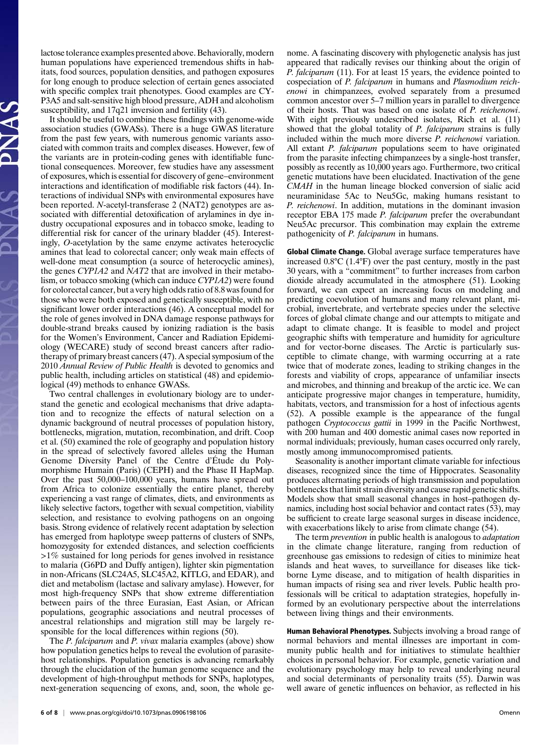lactose tolerance examples presented above. Behaviorally, modern human populations have experienced tremendous shifts in habitats, food sources, population densities, and pathogen exposures for long enough to produce selection of certain genes associated with specific complex trait phenotypes. Good examples are CYP3A5 and salt-sensitive high blood pressure, ADH and alcoholism susceptibility, and 17q21 inversion and fertility (43).

It should be useful to combine these findings with genome-wide association studies (GWASs). There is a huge GWAS literature from the past few years, with numerous genomic variants associated with common traits and complex diseases. However, few of the variants are in protein-coding genes with identifiable functional consequences. Moreover, few studies have any assessment of exposures, which is essential for discovery of gene–environment interactions and identification of modifiable risk factors (44). Interactions of individual SNPs with environmental exposures have been reported. *N*-acetyl-transferase 2 (NAT2) genotypes are associated with differential detoxification of arylamines in dye industry occupational exposures and in tobacco smoke, leading to differential risk for cancer of the urinary bladder (45). Interestingly, *O*-acetylation by the same enzyme activates heterocyclic amines that lead to colorectal cancer; only weak main effects of well-done meat consumption (a source of heterocyclic amines), the genes *CYP1A2* and *NAT2* that are involved in their metabolism, or tobacco smoking (which can induce *CYP1A2*) were found for colorectal cancer, but a very high odds ratio of 8.8 was found for those who were both exposed and genetically susceptible, with no significant lower order interactions (46). A conceptual model for the role of genes involved in DNA damage response pathways for double-strand breaks caused by ionizing radiation is the basis for the Women's Environment, Cancer and Radiation Epidemiology (WECARE) study of second breast cancers after radiotherapy of primary breast cancers (47). A special symposium of the 2010 *Annual Review of Public Health* is devoted to genomics and public health, including articles on statistical (48) and epidemiological (49) methods to enhance GWASs.

Two central challenges in evolutionary biology are to understand the genetic and ecological mechanisms that drive adaptation and to recognize the effects of natural selection on a dynamic background of neutral processes of population history, bottlenecks, migration, mutation, recombination, and drift. Coop et al. (50) examined the role of geography and population history in the spread of selectively favored alleles using the Human Genome Diversity Panel of the Centre d'Étude du Polymorphisme Humain (Paris) (CEPH) and the Phase II HapMap. Over the past 50,000–100,000 years, humans have spread out from Africa to colonize essentially the entire planet, thereby experiencing a vast range of climates, diets, and environments as likely selective factors, together with sexual competition, viability selection, and resistance to evolving pathogens on an ongoing basis. Strong evidence of relatively recent adaptation by selection has emerged from haplotype sweep patterns of clusters of SNPs, homozygosity for extended distances, and selection coefficients >1% sustained for long periods for genes involved in resistance to malaria (G6PD and Duffy antigen), lighter skin pigmentation in non-Africans (SLC24A5, SLC45A2, KITLG, and EDAR), and diet and metabolism (lactase and salivary amylase). However, for most high-frequency SNPs that show extreme differentiation between pairs of the three Eurasian, East Asian, or African populations, geographic associations and neutral processes of ancestral relationships and migration still may be largely responsible for the local differences within regions (50).

The *P. falciparum* and *P. vivax* malaria examples (above) show how population genetics helps to reveal the evolution of parasite-host relationships. Population genetics is advancing remarkably through the elucidation of the human genome sequence and the development of high-throughput methods for SNPs, haplotypes, next-generation sequencing of exons, and, soon, the whole genome. A fascinating discovery with phylogenetic analysis has just appeared that radically revises our thinking about the origin of *P. falciparum* (11). For at least 15 years, the evidence pointed to cospeciation of *P. falciparum* in humans and *Plasmodium reichenowi* in chimpanzees, evolved separately from a presumed common ancestor over 5–7 million years in parallel to divergence of their hosts. That was based on one isolate of *P. reichenowi*. With eight previously undescribed isolates, Rich et al. (11) showed that the global totality of *P. falciparum* strains is fully included within the much more diverse *P. reichenowi* variation. All extant *P. falciparum* populations seem to have originated from the parasite infecting chimpanzees by a single-host transfer, possibly as recently as 10,000 years ago. Furthermore, two critical genetic mutations have been elucidated. Inactivation of the gene *CMAH* in the human lineage blocked conversion of sialic acid neuraminidase 5Ac to Neu5Gc, making humans resistant to *P. reichenowi*. In addition, mutations in the dominant invasion receptor EBA 175 made *P. falciparum* prefer the overabundant Neu5Ac precursor. This combination may explain the extreme pathogenicity of *P. falciparum* in humans.

**Global Climate Change.** Global average surface temperatures have increased 0.8°C (1.4°F) over the past century, mostly in the past 30 years, with a "commitment" to further increases from carbon dioxide already accumulated in the atmosphere (51). Looking forward, we can expect an increasing focus on modeling and predicting coevolution of humans and many relevant plant, microbial, invertebrate, and vertebrate species under the selective forces of global climate change and our attempts to mitigate and adapt to climate change. It is feasible to model and project geographic shifts with temperature and humidity for agriculture and for vector-borne diseases. The Arctic is particularly susceptible to climate change, with warming occurring at a rate twice that of moderate zones, leading to striking changes in the forests and viability of crops, appearance of unfamiliar insects and microbes, and thinning and breakup of the arctic ice. We can anticipate progressive major changes in temperature, humidity, habitats, vectors, and transmission for a host of infectious agents (52). A possible example is the appearance of the fungal pathogen *Cryptococcus gattii* in 1999 in the Pacific Northwest, with 200 human and 400 domestic animal cases now reported in normal individuals; previously, human cases occurred only rarely, mostly among immunocompromised patients.

Seasonality is another important climate variable for infectious diseases, recognized since the time of Hippocrates. Seasonality produces alternating periods of high transmission and population bottlenecks that limit strain diversity and cause rapid genetic shifts. Models show that small seasonal changes in host–pathogen dynamics, including host social behavior and contact rates (53), may be sufficient to create large seasonal surges in disease incidence, with exacerbations likely to arise from climate change (54).

The term *prevention* in public health is analogous to *adaptation* in the climate change literature, ranging from reduction of greenhouse gas emissions to redesign of cities to minimize heat islands and heat waves, to surveillance for diseases like tick-borne Lyme disease, and to mitigation of health disparities in human impacts of rising sea and river levels. Public health professionals will be critical to adaptation strategies, hopefully informed by an evolutionary perspective about the interrelations between living things and their environments.

**Human Behavioral Phenotypes.** Subjects involving a broad range of normal behaviors and mental illnesses are important in community public health and for initiatives to stimulate healthier choices in personal behavior. For example, genetic variation and evolutionary psychology may help to reveal underlying neural and social determinants of personality traits (55). Darwin was well aware of genetic influences on behavior, as reflected in his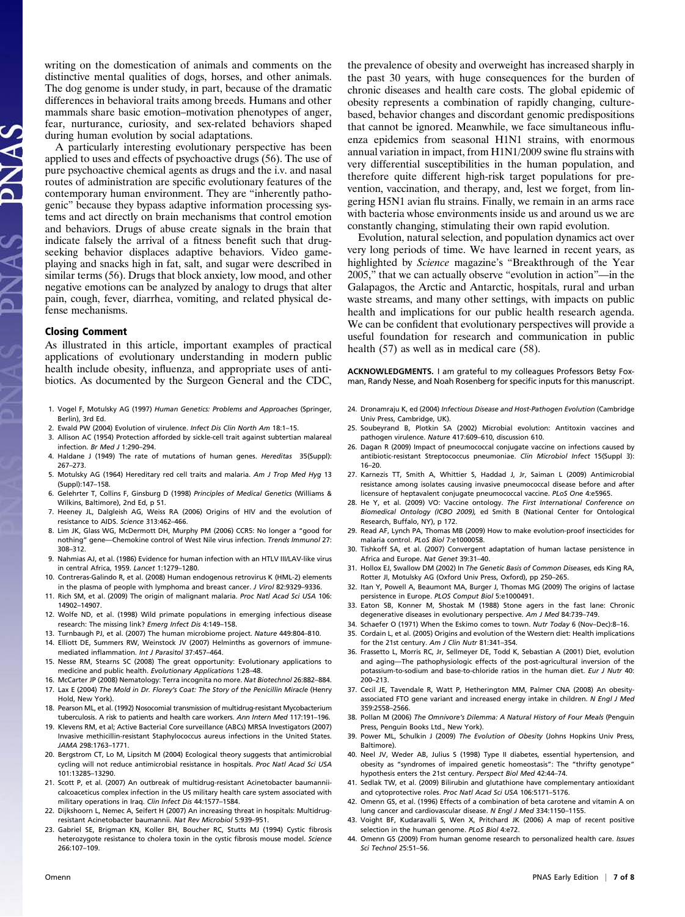writing on the domestication of animals and comments on the distinctive mental qualities of dogs, horses, and other animals. The dog genome is under study, in part, because of the dramatic differences in behavioral traits among breeds. Humans and other mammals share basic emotion–motivation phenotypes of anger, fear, nurturance, curiosity, and sex-related behaviors shaped during human evolution by social adaptations.

A particularly interesting evolutionary perspective has been applied to uses and effects of psychoactive drugs (56). The use of pure psychoactive chemical agents as drugs and the i.v. and nasal routes of administration are specific evolutionary features of the contemporary human environment. They are "inherently pathogenic" because they bypass adaptive information processing systems and act directly on brain mechanisms that control emotion and behaviors. Drugs of abuse create signals in the brain that indicate falsely the arrival of a fitness benefit such that drug-seeking behavior displaces adaptive behaviors. Video game-playing and snacks high in fat, salt, and sugar were described in similar terms (56). Drugs that block anxiety, low mood, and other negative emotions can be analyzed by analogy to drugs that alter pain, cough, fever, diarrhea, vomiting, and related physical defense mechanisms.

## Closing Comment

As illustrated in this article, important examples of practical applications of evolutionary understanding in modern public health include obesity, influenza, and appropriate uses of antibiotics. As documented by the Surgeon General and the CDC, the prevalence of obesity and overweight has increased sharply in the past 30 years, with huge consequences for the burden of chronic diseases and health care costs. The global epidemic of obesity represents a combination of rapidly changing, culture-based, behavior changes and discordant genomic predispositions that cannot be ignored. Meanwhile, we face simultaneous influenza epidemics from seasonal H1N1 strains, with enormous annual variation in impact, from H1N1/2009 swine flu strains with very differential susceptibilities in the human population, and therefore quite different high-risk target populations for prevention, vaccination, and therapy, and, lest we forget, from lingering H5N1 avian flu strains. Finally, we remain in an arms race with bacteria whose environments inside us and around us we are constantly changing, stimulating their own rapid evolution.

Evolution, natural selection, and population dynamics act over very long periods of time. We have learned in recent years, as highlighted by *Science* magazine's "Breakthrough of the Year 2005," that we can actually observe "evolution in action"—in the Galapagos, the Arctic and Antarctic, hospitals, rural and urban waste streams, and many other settings, with impacts on public health and implications for our public health research agenda. We can be confident that evolutionary perspectives will provide a useful foundation for research and communication in public health (57) as well as in medical care (58).

**ACKNOWLEDGMENTS.** I am grateful to my colleagues Professors Betsy Foxman, Randy Nesse, and Noah Rosenberg for specific inputs for this manuscript.

1. Vogel F, Motulsky AG (1997) *Human Genetics: Problems and Approaches* (Springer, Berlin), 3rd Ed.
2. Ewald PW (2004) Evolution of virulence. *Infect Dis Clin North Am* 18:1–15.
3. Allison AC (1954) Protection afforded by sickle-cell trait against subtertian malareal infection. *Br Med J* 1:290–294.
4. Haldane J (1949) The rate of mutations of human genes. *Hereditas* 35(Suppl): 267–273.
5. Motulsky AG (1964) Hereditary red cell traits and malaria. *Am J Trop Med Hyg* 13 (Suppl):147–158.
6. Gelehrter T, Collins F, Ginsburg D (1998) *Principles of Medical Genetics* (Williams & Wilkins, Baltimore), 2nd Ed, p 51.
7. Heeney JL, Dalgleish AG, Weiss RA (2006) Origins of HIV and the evolution of resistance to AIDS. *Science* 313:462–466.
8. Lim JK, Glass WG, McDermott DH, Murphy PM (2006) CCR5: No longer a "good for nothing" gene—Chemokine control of West Nile virus infection. *Trends Immunol* 27: 308–312.
9. Nahmias AJ, et al. (1986) Evidence for human infection with an HTLV III/LAV-like virus in central Africa, 1959. *Lancet* 1:1279–1280.
10. Contreras-Galindo R, et al. (2008) Human endogenous retrovirus K (HML-2) elements in the plasma of people with lymphoma and breast cancer. *J Virol* 82:9329–9336.
11. Rich SM, et al. (2009) The origin of malignant malaria. *Proc Natl Acad Sci USA* 106: 14902–14907.
12. Wolfe ND, et al. (1998) Wild primate populations in emerging infectious disease research: The missing link? *Emerg Infect Dis* 4:149–158.
13. Turnbaugh PJ, et al. (2007) The human microbiome project. *Nature* 449:804–810.
14. Elliott DE, Summers RW, Weinstock JV (2007) Helminths as governors of immune-mediated inflammation. *Int J Parasitol* 37:457–464.
15. Nesse RM, Stearns SC (2008) The great opportunity: Evolutionary applications to medicine and public health. *Evolutionary Applications* 1:28–48.
16. McCarter JP (2008) Nematology: Terra incognita no more. *Nat Biotechnol* 26:882–884.
17. Lax E (2004) *The Mold in Dr. Florey's Coat: The Story of the Penicillin Miracle* (Henry Hold, New York).
18. Pearson ML, et al. (1992) Nosocomial transmission of multidrug-resistant Mycobacterium tuberculosis. A risk to patients and health care workers. *Ann Intern Med* 117:191–196.
19. Klevens RM, et al; Active Bacterial Core surveillance (ABCs) MRSA Investigators (2007) Invasive methicillin-resistant Staphylococcus aureus infections in the United States. *JAMA* 298:1763–1771.
20. Bergstrom CT, Lo M, Lipsitch M (2004) Ecological theory suggests that antimicrobial cycling will not reduce antimicrobial resistance in hospitals. *Proc Natl Acad Sci USA* 101:13285–13290.
21. Scott P, et al. (2007) An outbreak of multidrug-resistant Acinetobacter baumannii-calcoaceticus complex infection in the US military health care system associated with military operations in Iraq. *Clin Infect Dis* 44:1577–1584.
22. Dijkshoorn L, Nemec A, Seifert H (2007) An increasing threat in hospitals: Multidrug-resistant Acinetobacter baumannii. *Nat Rev Microbiol* 5:939–951.
23. Gabriel SE, Brigman KN, Koller BH, Boucher RC, Stutts MJ (1994) Cystic fibrosis heterozygote resistance to cholera toxin in the cystic fibrosis mouse model. *Science* 266:107–109.
24. Dronamraju K, ed (2004) *Infectious Disease and Host-Pathogen Evolution* (Cambridge Univ Press, Cambridge, UK).
25. Soubeyrand B, Plotkin SA (2002) Microbial evolution: Antitoxin vaccines and pathogen virulence. *Nature* 417:609–610, discussion 610.
26. Dagan R (2009) Impact of pneumococcal conjugate vaccine on infections caused by antibiotic-resistant Streptococcus pneumoniae. *Clin Microbiol Infect* 15(Suppl 3): 16–20.
27. Karnezis TT, Smith A, Whittier S, Haddad J, Jr, Saiman L (2009) Antimicrobial resistance among isolates causing invasive pneumococcal disease before and after licensure of heptavalent conjugate pneumococcal vaccine. *PLoS One* 4:e5965.
28. He Y, et al. (2009) VO: Vaccine ontology. *The First International Conference on Biomedical Ontology (ICBO 2009),* ed Smith B (National Center for Ontological Research, Buffalo, NY), p 172.
29. Read AF, Lynch PA, Thomas MB (2009) How to make evolution-proof insecticides for malaria control. *PLoS Biol* 7:e1000058.
30. Tishkoff SA, et al. (2007) Convergent adaptation of human lactase persistence in Africa and Europe. *Nat Genet* 39:31–40.
31. Hollox EJ, Swallow DM (2002) In *The Genetic Basis of Common Diseases*, eds King RA, Rotter JI, Motulsky AG (Oxford Univ Press, Oxford), pp 250–265.
32. Itan Y, Powell A, Beaumont MA, Burger J, Thomas MG (2009) The origins of lactase persistence in Europe. *PLOS Comput Biol* 5:e1000491.
33. Eaton SB, Konner M, Shostak M (1988) Stone agers in the fast lane: Chronic degenerative diseases in evolutionary perspective. *Am J Med* 84:739–749.
34. Schaefer O (1971) When the Eskimo comes to town. *Nutr Today* 6 (Nov–Dec):8–16.
35. Cordain L, et al. (2005) Origins and evolution of the Western diet: Health implications for the 21st century. *Am J Clin Nutr* 81:341–354.
36. Frassetto L, Morris RC, Jr, Sellmeyer DE, Todd K, Sebastian A (2001) Diet, evolution and aging—The pathophysiologic effects of the post-agricultural inversion of the potassium-to-sodium and base-to-chloride ratios in the human diet. *Eur J Nutr* 40: 200–213.
37. Cecil JE, Tavendale R, Watt P, Hetherington MM, Palmer CNA (2008) An obesity-associated FTO gene variant and increased energy intake in children. *N Engl J Med* 359:2558–2566.
38. Pollan M (2006) *The Omnivore's Dilemma: A Natural History of Four Meals* (Penguin Press, Penguin Books Ltd., New York).
39. Power ML, Schulkin J (2009) *The Evolution of Obesity* (Johns Hopkins Univ Press, Baltimore).
40. Neel JV, Weder AB, Julius S (1998) Type II diabetes, essential hypertension, and obesity as "syndromes of impaired genetic homeostasis": The "thrifty genotype" hypothesis enters the 21st century. *Perspect Biol Med* 42:44–74.
41. Sedlak TW, et al. (2009) Bilirubin and glutathione have complementary antioxidant and cytoprotective roles. *Proc Natl Acad Sci USA* 106:5171–5176.
42. Omenn GS, et al. (1996) Effects of a combination of beta carotene and vitamin A on lung cancer and cardiovascular disease. *N Engl J Med* 334:1150–1155.
43. Voight BF, Kudaravalli S, Wen X, Pritchard JK (2006) A map of recent positive selection in the human genome. *PLoS Biol* 4:e72.
44. Omenn GS (2009) From human genome research to personalized health care. *Issues Sci Technol* 25:51–56.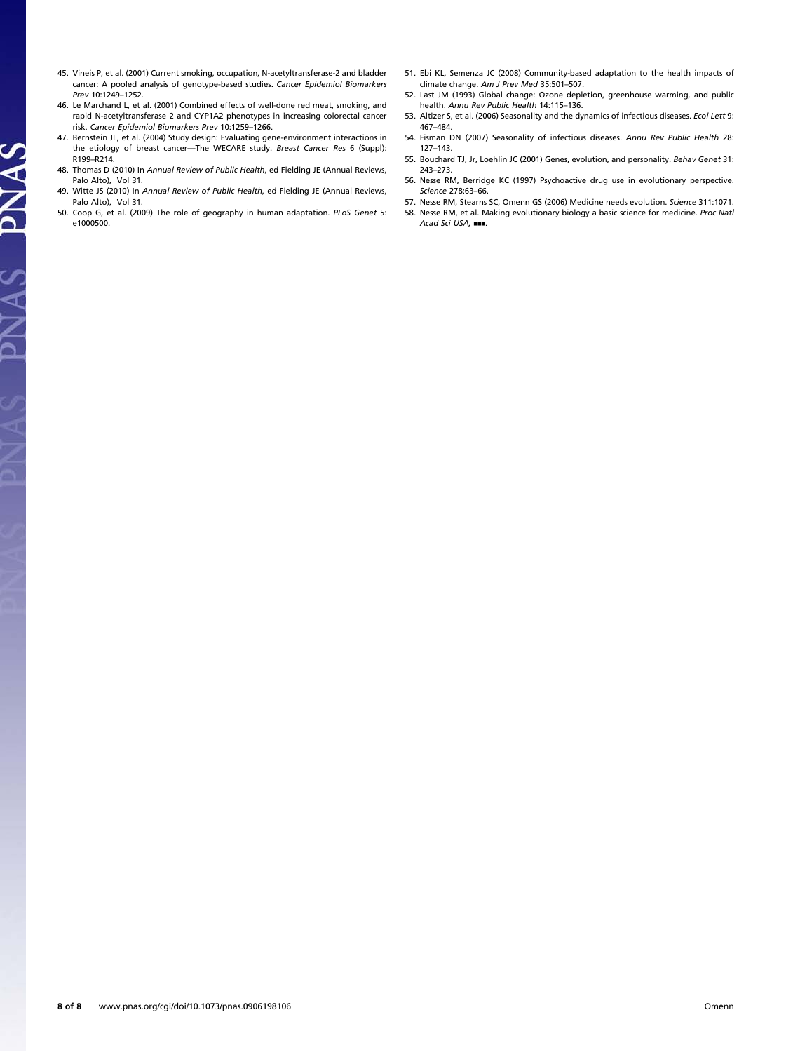45. Vineis P, et al. (2001) Current smoking, occupation, N-acetyltransferase-2 and bladder cancer: A pooled analysis of genotype-based studies. *Cancer Epidemiol Biomarkers Prev* 10:1249–1252.
46. Le Marchand L, et al. (2001) Combined effects of well-done red meat, smoking, and rapid N-acetyltransferase 2 and CYP1A2 phenotypes in increasing colorectal cancer risk. *Cancer Epidemiol Biomarkers Prev* 10:1259–1266.
47. Bernstein JL, et al. (2004) Study design: Evaluating gene-environment interactions in the etiology of breast cancer—The WECARE study. *Breast Cancer Res* 6 (Suppl): R199–R214.
48. Thomas D (2010) In *Annual Review of Public Health*, ed Fielding JE (Annual Reviews, Palo Alto), Vol 31.
49. Witte JS (2010) In *Annual Review of Public Health*, ed Fielding JE (Annual Reviews, Palo Alto), Vol 31.
50. Coop G, et al. (2009) The role of geography in human adaptation. *PLoS Genet* 5: e1000500.
51. Ebi KL, Semenza JC (2008) Community-based adaptation to the health impacts of climate change. *Am J Prev Med* 35:501–507.
52. Last JM (1993) Global change: Ozone depletion, greenhouse warming, and public health. *Annu Rev Public Health* 14:115–136.
53. Altizer S, et al. (2006) Seasonality and the dynamics of infectious diseases. *Ecol Lett* 9: 467–484.
54. Fisman DN (2007) Seasonality of infectious diseases. *Annu Rev Public Health* 28: 127–143.
55. Bouchard TJ, Jr, Loehlin JC (2001) Genes, evolution, and personality. *Behav Genet* 31: 243–273.
56. Nesse RM, Berridge KC (1997) Psychoactive drug use in evolutionary perspective. *Science* 278:63–66.
57. Nesse RM, Stearns SC, Omenn GS (2006) Medicine needs evolution. *Science* 311:1071.
58. Nesse RM, et al. Making evolutionary biology a basic science for medicine. *Proc Natl Acad Sci USA*, ■■■.